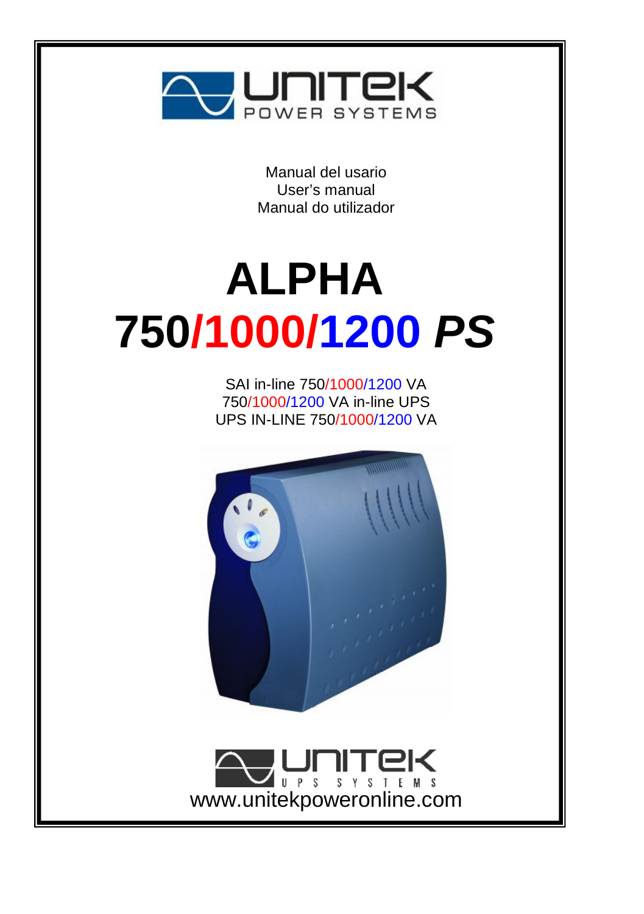UNITEK POWER SYSTEMS

Manual del usario
User's manual
Manual do utilizador

# ALPHA

# 750/1000/1200 *PS*

SAI in-line 750/1000/1200 VA
750/1000/1200 VA in-line UPS
UPS IN-LINE 750/1000/1200 VA

UNITEK UPS SYSTEMS
www.unitekpoweronline.com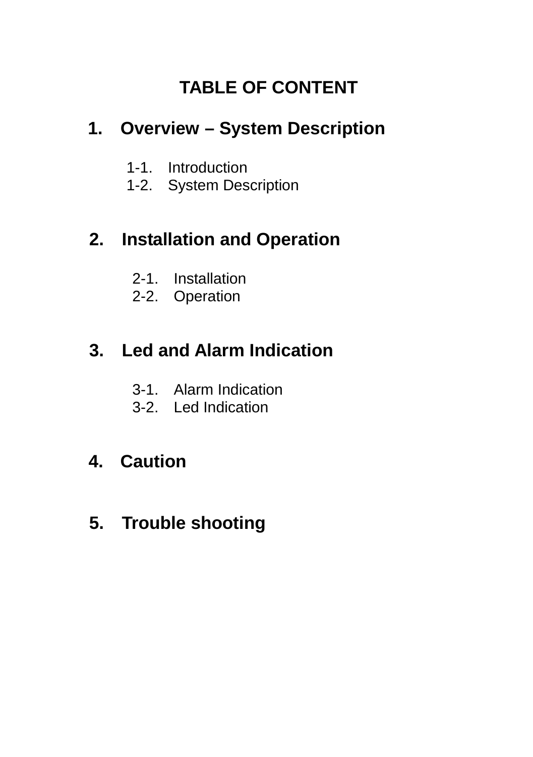# TABLE OF CONTENT

## 1. Overview – System Description

1-1. Introduction
1-2. System Description

## 2. Installation and Operation

2-1. Installation
2-2. Operation

## 3. Led and Alarm Indication

3-1. Alarm Indication
3-2. Led Indication

## 4. Caution

## 5. Trouble shooting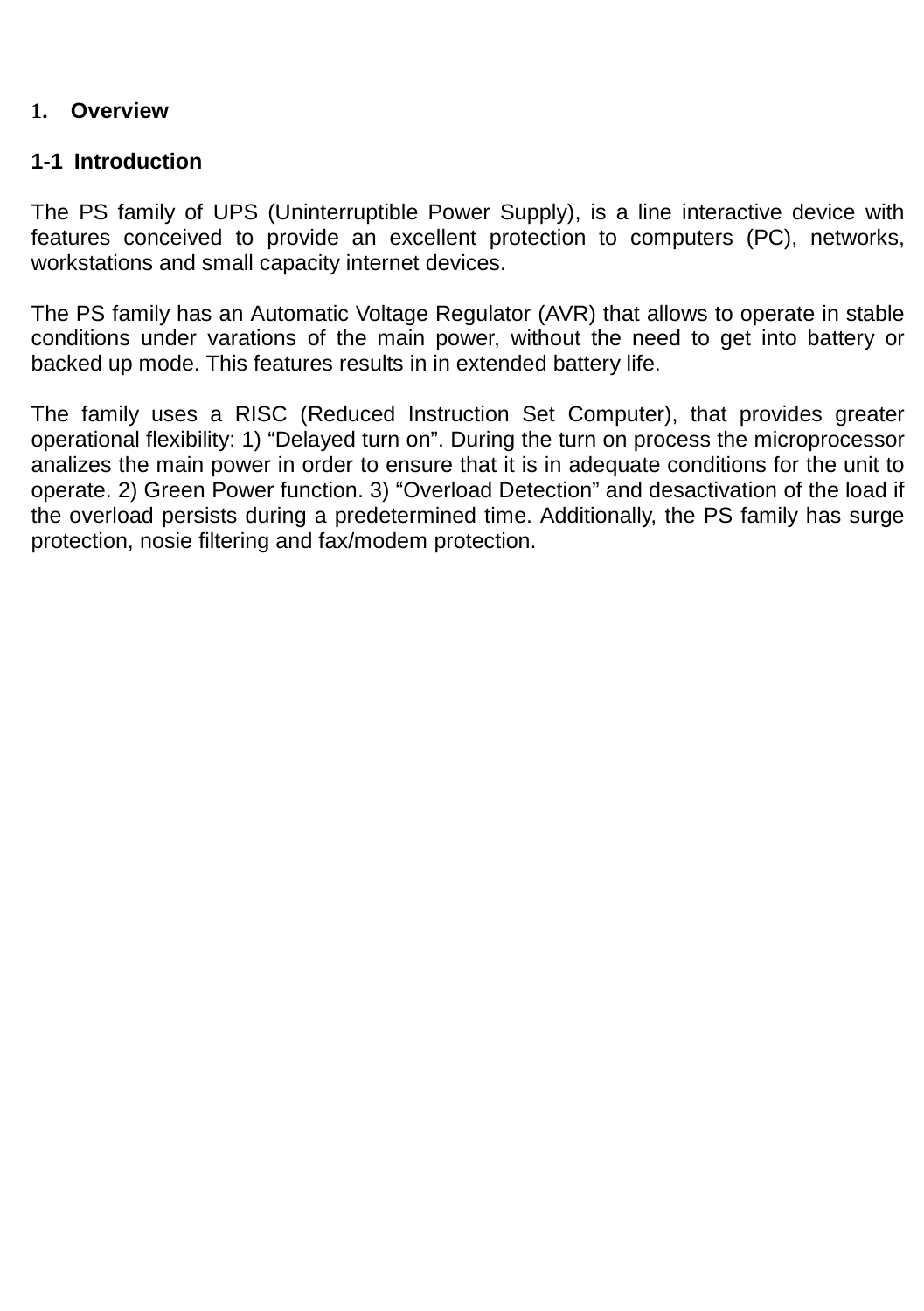# 1. Overview

## 1-1 Introduction

The PS family of UPS (Uninterruptible Power Supply), is a line interactive device with features conceived to provide an excellent protection to computers (PC), networks, workstations and small capacity internet devices.

The PS family has an Automatic Voltage Regulator (AVR) that allows to operate in stable conditions under varations of the main power, without the need to get into battery or backed up mode. This features results in in extended battery life.

The family uses a RISC (Reduced Instruction Set Computer), that provides greater operational flexibility: 1) “Delayed turn on”. During the turn on process the microprocessor analizes the main power in order to ensure that it is in adequate conditions for the unit to operate. 2) Green Power function. 3) “Overload Detection” and desactivation of the load if the overload persists during a predetermined time. Additionally, the PS family has surge protection, nosie filtering and fax/modem protection.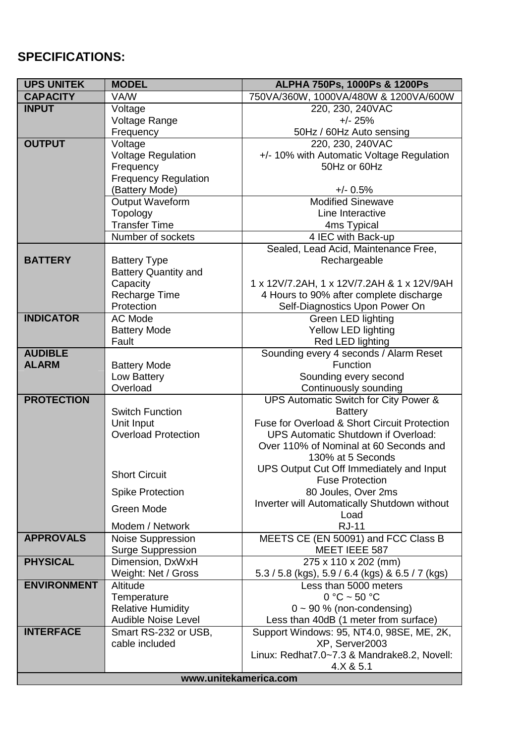## SPECIFICATIONS:

| UPS UNITEK | MODEL | ALPHA 750Ps, 1000Ps & 1200Ps |
|---|---|---|
| CAPACITY | VA/W | 750VA/360W, 1000VA/480W & 1200VA/600W |
| INPUT | Voltage<br>Voltage Range<br>Frequency | 220, 230, 240VAC<br>+/- 25%<br>50Hz / 60Hz Auto sensing |
| OUTPUT | Voltage<br>Voltage Regulation<br>Frequency<br>Frequency Regulation (Battery Mode) | 220, 230, 240VAC<br>+/- 10% with Automatic Voltage Regulation<br>50Hz or 60Hz<br>+/- 0.5% |
| | Output Waveform<br>Topology<br>Transfer Time | Modified Sinewave<br>Line Interactive<br>4ms Typical |
| | Number of sockets | 4 IEC with Back-up |
| BATTERY | Battery Type<br>Battery Quantity and Capacity<br>Recharge Time<br>Protection | Sealed, Lead Acid, Maintenance Free, Rechargeable<br>1 x 12V/7.2AH, 1 x 12V/7.2AH & 1 x 12V/9AH<br>4 Hours to 90% after complete discharge<br>Self-Diagnostics Upon Power On |
| INDICATOR | AC Mode<br>Battery Mode<br>Fault | Green LED lighting<br>Yellow LED lighting<br>Red LED lighting |
| AUDIBLE ALARM | Battery Mode<br>Low Battery<br>Overload | Sounding every 4 seconds / Alarm Reset Function<br>Sounding every second<br>Continuously sounding |
| PROTECTION | Switch Function<br>Unit Input<br>Overload Protection<br><br>Short Circuit<br>Spike Protection<br>Green Mode<br>Modem / Network | UPS Automatic Switch for City Power & Battery<br>Fuse for Overload & Short Circuit Protection<br>UPS Automatic Shutdown if Overload: Over 110% of Nominal at 60 Seconds and 130% at 5 Seconds<br>UPS Output Cut Off Immediately and Input Fuse Protection<br>80 Joules, Over 2ms<br>Inverter will Automatically Shutdown without Load<br>RJ-11 |
| APPROVALS | Noise Suppression<br>Surge Suppression | MEETS CE (EN 50091) and FCC Class B<br>MEET IEEE 587 |
| PHYSICAL | Dimension, DxWxH<br>Weight: Net / Gross | 275 x 110 x 202 (mm)<br>5.3 / 5.8 (kgs), 5.9 / 6.4 (kgs) & 6.5 / 7 (kgs) |
| ENVIRONMENT | Altitude<br>Temperature<br>Relative Humidity<br>Audible Noise Level | Less than 5000 meters<br>0 °C ~ 50 °C<br>0 ~ 90 % (non-condensing)<br>Less than 40dB (1 meter from surface) |
| INTERFACE | Smart RS-232 or USB, cable included | Support Windows: 95, NT4.0, 98SE, ME, 2K, XP, Server2003<br>Linux: Redhat7.0~7.3 & Mandrake8.2, Novell: 4.X & 5.1 |
| www.unitekamerica.com | | |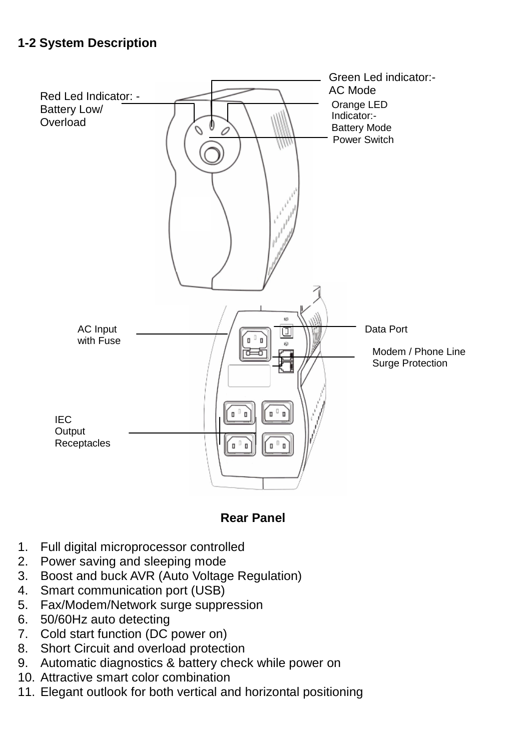## 1-2 System Description

Green Led indicator:- AC Mode

Red Led Indicator: - Battery Low/ Overload

Orange LED Indicator:- Battery Mode

Power Switch

AC Input with Fuse

Data Port

Modem / Phone Line Surge Protection

IEC Output Receptacles

**Rear Panel**

1. Full digital microprocessor controlled
2. Power saving and sleeping mode
3. Boost and buck AVR (Auto Voltage Regulation)
4. Smart communication port (USB)
5. Fax/Modem/Network surge suppression
6. 50/60Hz auto detecting
7. Cold start function (DC power on)
8. Short Circuit and overload protection
9. Automatic diagnostics & battery check while power on
10. Attractive smart color combination
11. Elegant outlook for both vertical and horizontal positioning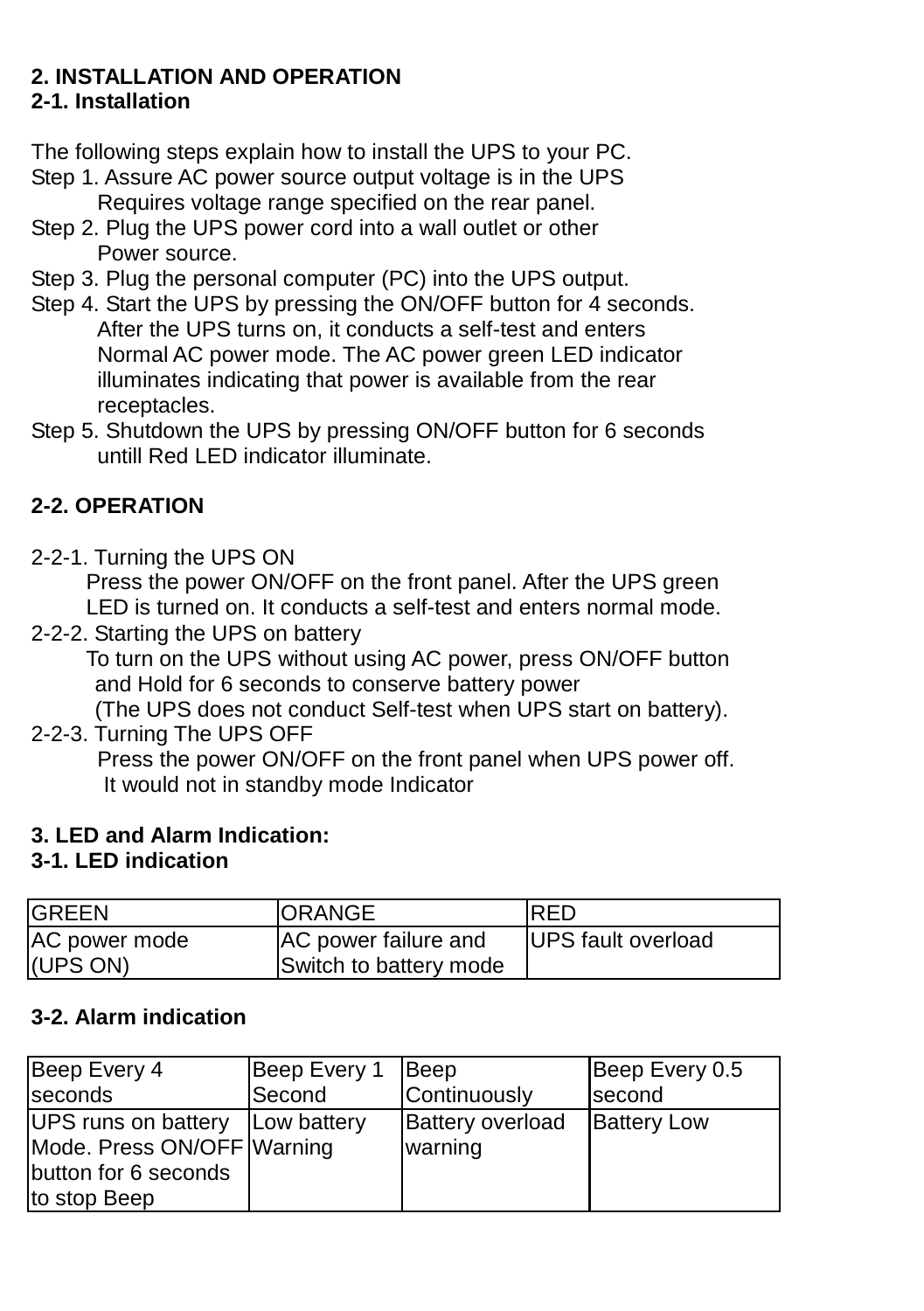# 2. INSTALLATION AND OPERATION

## 2-1. Installation

The following steps explain how to install the UPS to your PC.

Step 1. Assure AC power source output voltage is in the UPS Requires voltage range specified on the rear panel.

Step 2. Plug the UPS power cord into a wall outlet or other Power source.

Step 3. Plug the personal computer (PC) into the UPS output.

Step 4. Start the UPS by pressing the ON/OFF button for 4 seconds. After the UPS turns on, it conducts a self-test and enters Normal AC power mode. The AC power green LED indicator illuminates indicating that power is available from the rear receptacles.

Step 5. Shutdown the UPS by pressing ON/OFF button for 6 seconds untill Red LED indicator illuminate.

## 2-2. OPERATION

2-2-1. Turning the UPS ON

Press the power ON/OFF on the front panel. After the UPS green LED is turned on. It conducts a self-test and enters normal mode.

2-2-2. Starting the UPS on battery

To turn on the UPS without using AC power, press ON/OFF button and Hold for 6 seconds to conserve battery power (The UPS does not conduct Self-test when UPS start on battery).

2-2-3. Turning The UPS OFF

Press the power ON/OFF on the front panel when UPS power off. It would not in standby mode Indicator

# 3. LED and Alarm Indication:

## 3-1. LED indication

| GREEN | ORANGE | RED |
|---|---|---|
| AC power mode (UPS ON) | AC power failure and Switch to battery mode | UPS fault overload |

## 3-2. Alarm indication

| Beep Every 4 seconds | Beep Every 1 Second | Beep Continuously | Beep Every 0.5 second |
|---|---|---|---|
| UPS runs on battery Mode. Press ON/OFF button for 6 seconds to stop Beep | Low battery Warning | Battery overload warning | Battery Low |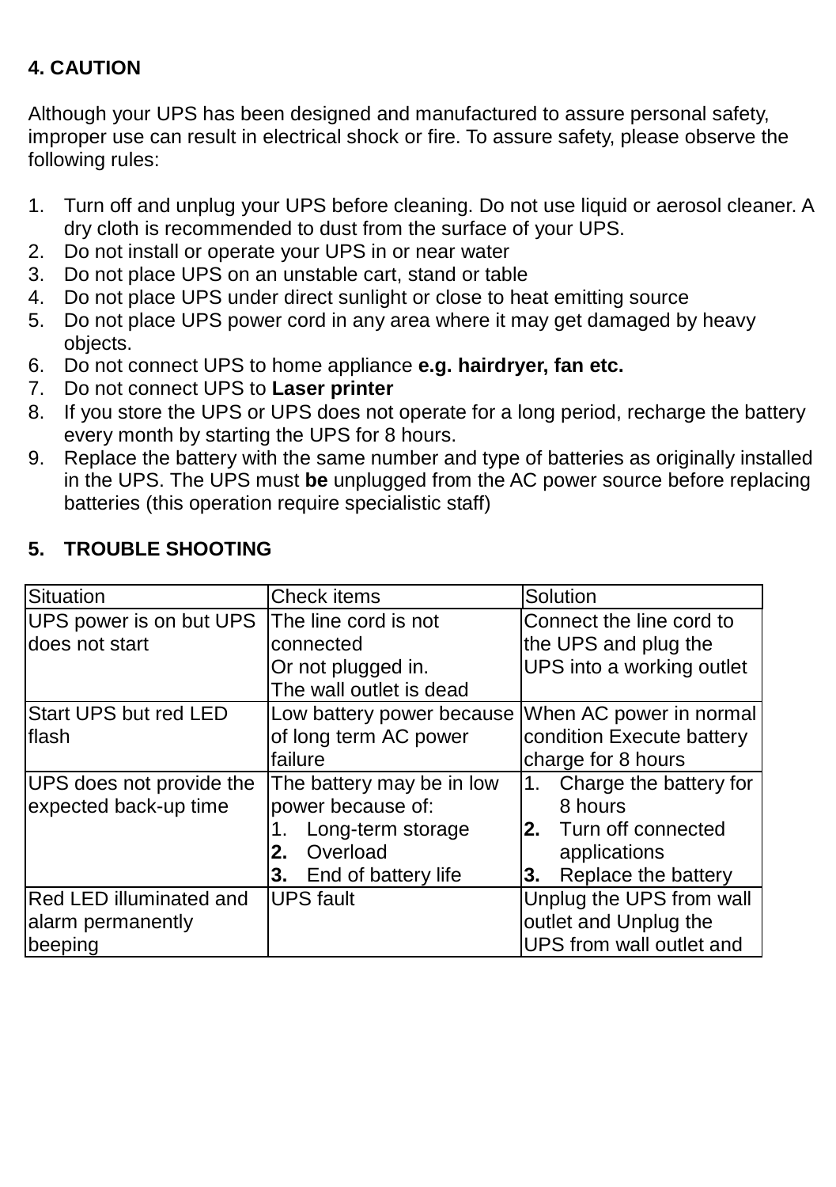## 4. CAUTION

Although your UPS has been designed and manufactured to assure personal safety, improper use can result in electrical shock or fire. To assure safety, please observe the following rules:

1. Turn off and unplug your UPS before cleaning. Do not use liquid or aerosol cleaner. A dry cloth is recommended to dust from the surface of your UPS.
2. Do not install or operate your UPS in or near water
3. Do not place UPS on an unstable cart, stand or table
4. Do not place UPS under direct sunlight or close to heat emitting source
5. Do not place UPS power cord in any area where it may get damaged by heavy objects.
6. Do not connect UPS to home appliance **e.g. hairdryer, fan etc.**
7. Do not connect UPS to **Laser printer**
8. If you store the UPS or UPS does not operate for a long period, recharge the battery every month by starting the UPS for 8 hours.
9. Replace the battery with the same number and type of batteries as originally installed in the UPS. The UPS must **be** unplugged from the AC power source before replacing batteries (this operation require specialistic staff)

## 5. TROUBLE SHOOTING

| Situation | Check items | Solution |
|---|---|---|
| UPS power is on but UPS does not start | The line cord is not connected<br>Or not plugged in.<br>The wall outlet is dead | Connect the line cord to the UPS and plug the UPS into a working outlet |
| Start UPS but red LED flash | Low battery power because of long term AC power failure | When AC power in normal condition Execute battery charge for 8 hours |
| UPS does not provide the expected back-up time | The battery may be in low power because of:<br>1. Long-term storage<br>**2.** Overload<br>**3.** End of battery life | 1. Charge the battery for 8 hours<br>**2.** Turn off connected applications<br>**3.** Replace the battery |
| Red LED illuminated and alarm permanently beeping | UPS fault | Unplug the UPS from wall outlet and Unplug the UPS from wall outlet and |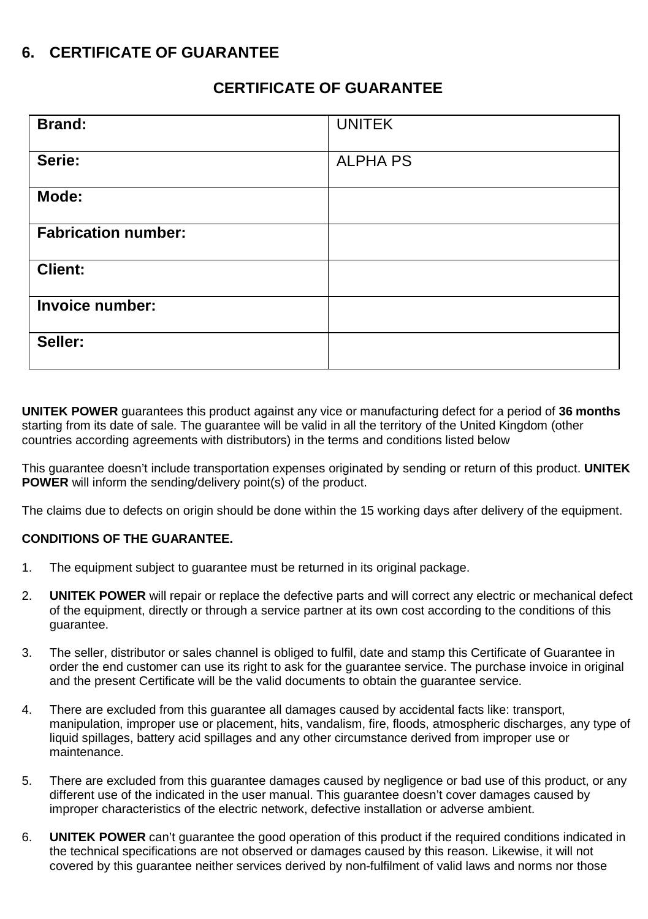## 6. CERTIFICATE OF GUARANTEE

### CERTIFICATE OF GUARANTEE

| | |
|---|---|
| **Brand:** | UNITEK |
| **Serie:** | ALPHA PS |
| **Mode:** | |
| **Fabrication number:** | |
| **Client:** | |
| **Invoice number:** | |
| **Seller:** | |

**UNITEK POWER** guarantees this product against any vice or manufacturing defect for a period of **36 months** starting from its date of sale. The guarantee will be valid in all the territory of the United Kingdom (other countries according agreements with distributors) in the terms and conditions listed below

This guarantee doesn't include transportation expenses originated by sending or return of this product. **UNITEK POWER** will inform the sending/delivery point(s) of the product.

The claims due to defects on origin should be done within the 15 working days after delivery of the equipment.

**CONDITIONS OF THE GUARANTEE.**

1. The equipment subject to guarantee must be returned in its original package.
2. **UNITEK POWER** will repair or replace the defective parts and will correct any electric or mechanical defect of the equipment, directly or through a service partner at its own cost according to the conditions of this guarantee.
3. The seller, distributor or sales channel is obliged to fulfil, date and stamp this Certificate of Guarantee in order the end customer can use its right to ask for the guarantee service. The purchase invoice in original and the present Certificate will be the valid documents to obtain the guarantee service.
4. There are excluded from this guarantee all damages caused by accidental facts like: transport, manipulation, improper use or placement, hits, vandalism, fire, floods, atmospheric discharges, any type of liquid spillages, battery acid spillages and any other circumstance derived from improper use or maintenance.
5. There are excluded from this guarantee damages caused by negligence or bad use of this product, or any different use of the indicated in the user manual. This guarantee doesn't cover damages caused by improper characteristics of the electric network, defective installation or adverse ambient.
6. **UNITEK POWER** can't guarantee the good operation of this product if the required conditions indicated in the technical specifications are not observed or damages caused by this reason. Likewise, it will not covered by this guarantee neither services derived by non-fulfilment of valid laws and norms nor those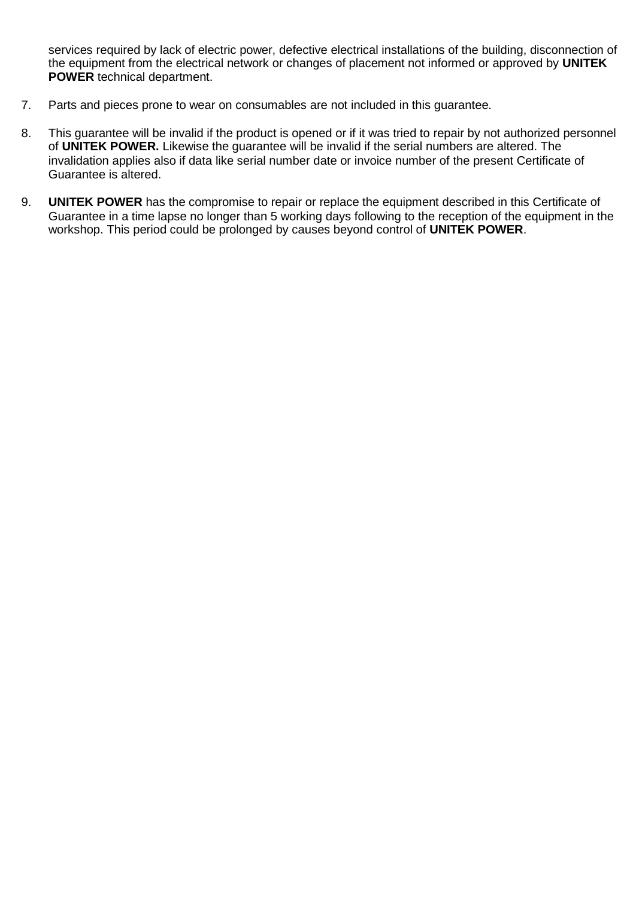services required by lack of electric power, defective electrical installations of the building, disconnection of the equipment from the electrical network or changes of placement not informed or approved by **UNITEK POWER** technical department.

7. Parts and pieces prone to wear on consumables are not included in this guarantee.

8. This guarantee will be invalid if the product is opened or if it was tried to repair by not authorized personnel of **UNITEK POWER.** Likewise the guarantee will be invalid if the serial numbers are altered. The invalidation applies also if data like serial number date or invoice number of the present Certificate of Guarantee is altered.

9. **UNITEK POWER** has the compromise to repair or replace the equipment described in this Certificate of Guarantee in a time lapse no longer than 5 working days following to the reception of the equipment in the workshop. This period could be prolonged by causes beyond control of **UNITEK POWER**.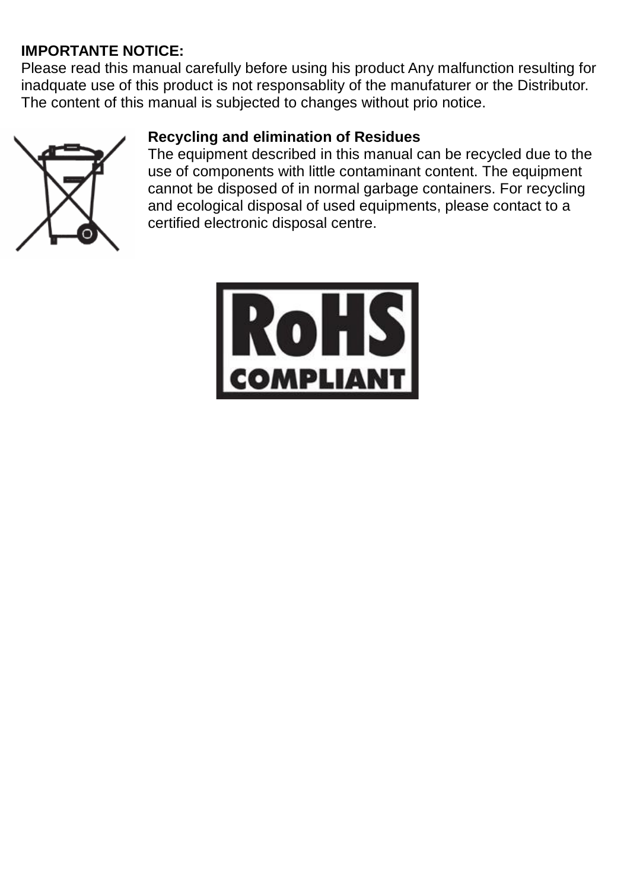**IMPORTANTE NOTICE:**
Please read this manual carefully before using his product Any malfunction resulting for inadquate use of this product is not responsablity of the manufaturer or the Distributor. The content of this manual is subjected to changes without prio notice.

**Recycling and elimination of Residues**
The equipment described in this manual can be recycled due to the use of components with little contaminant content. The equipment cannot be disposed of in normal garbage containers. For recycling and ecological disposal of used equipments, please contact to a certified electronic disposal centre.

**RoHS COMPLIANT**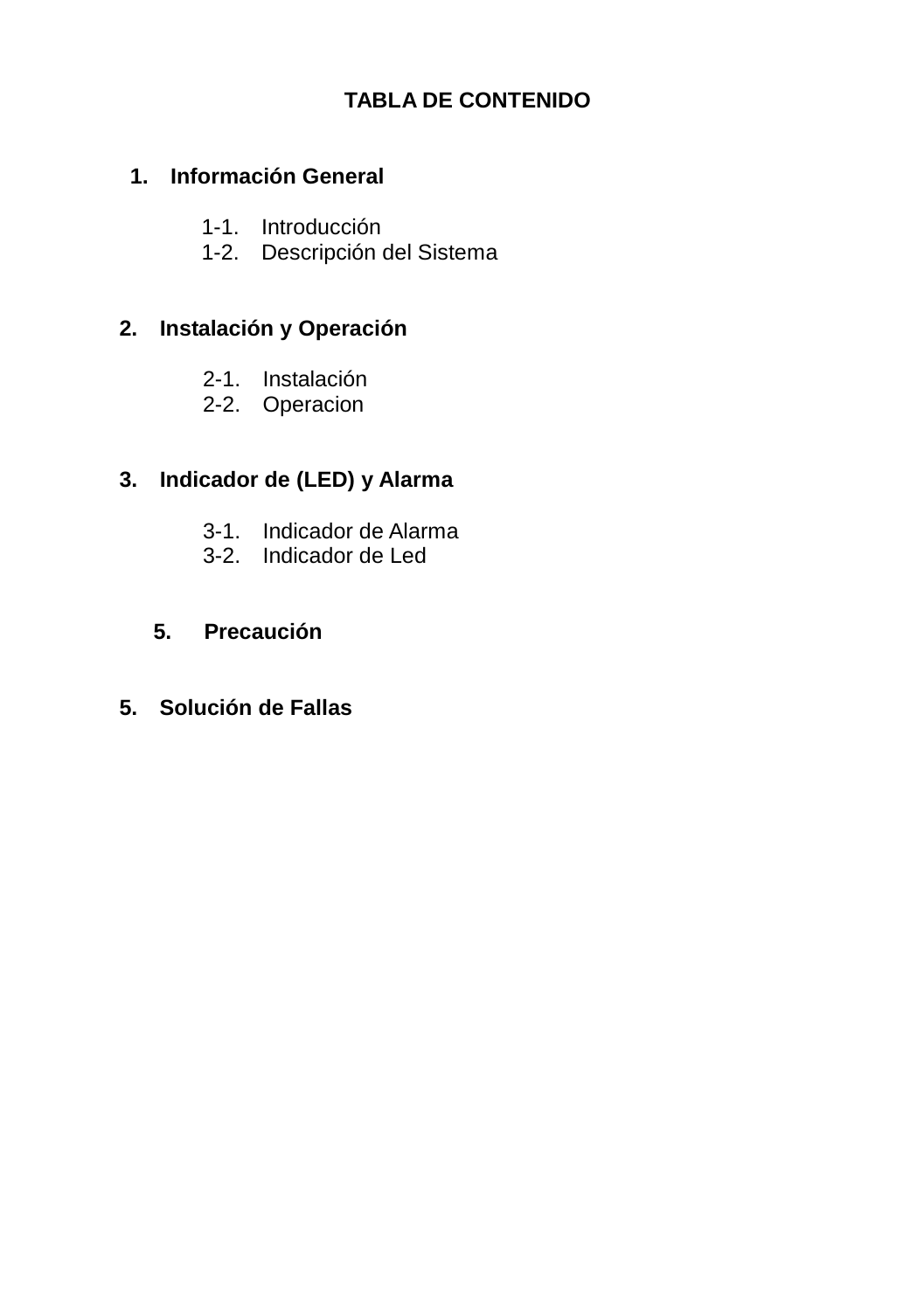**TABLA DE CONTENIDO**

1. **Información General**

    1-1. Introducción
    1-2. Descripción del Sistema

2. **Instalación y Operación**

    2-1. Instalación
    2-2. Operacion

3. **Indicador de (LED) y Alarma**

    3-1. Indicador de Alarma
    3-2. Indicador de Led

5. **Precaución**

5. **Solución de Fallas**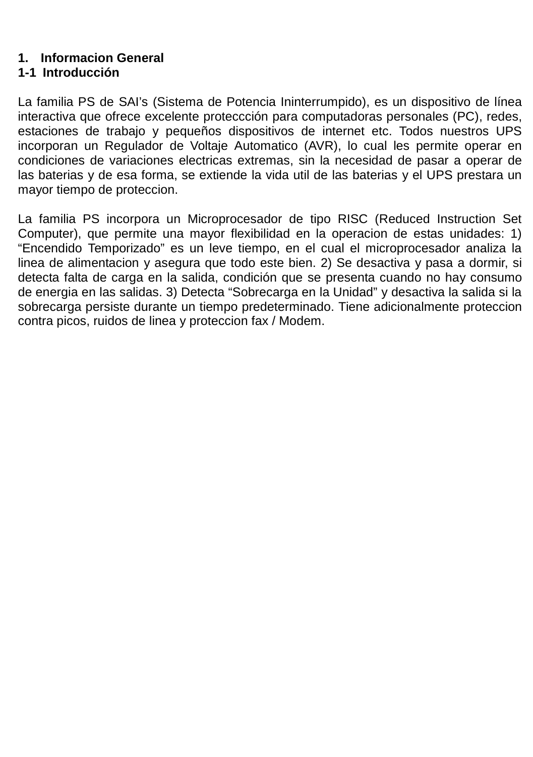## 1. Informacion General

### 1-1 Introducción

La familia PS de SAI's (Sistema de Potencia Ininterrumpido), es un dispositivo de línea interactiva que ofrece excelente proteccción para computadoras personales (PC), redes, estaciones de trabajo y pequeños dispositivos de internet etc. Todos nuestros UPS incorporan un Regulador de Voltaje Automatico (AVR), lo cual les permite operar en condiciones de variaciones electricas extremas, sin la necesidad de pasar a operar de las baterias y de esa forma, se extiende la vida util de las baterias y el UPS prestara un mayor tiempo de proteccion.

La familia PS incorpora un Microprocesador de tipo RISC (Reduced Instruction Set Computer), que permite una mayor flexibilidad en la operacion de estas unidades: 1) "Encendido Temporizado" es un leve tiempo, en el cual el microprocesador analiza la linea de alimentacion y asegura que todo este bien. 2) Se desactiva y pasa a dormir, si detecta falta de carga en la salida, condición que se presenta cuando no hay consumo de energia en las salidas. 3) Detecta "Sobrecarga en la Unidad" y desactiva la salida si la sobrecarga persiste durante un tiempo predeterminado. Tiene adicionalmente proteccion contra picos, ruidos de linea y proteccion fax / Modem.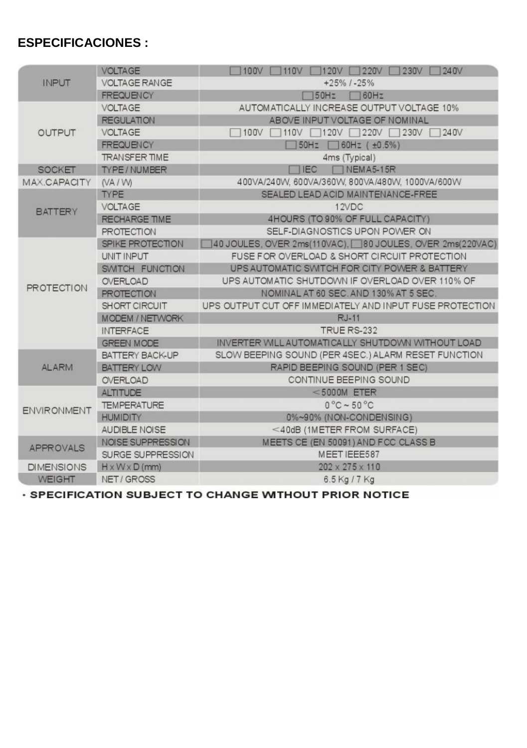**ESPECIFICACIONES :**

| | | |
|---|---|---|
| INPUT | VOLTAGE | ☐100V ☐110V ☐120V ☐220V ☐230V ☐240V |
| | VOLTAGE RANGE | +25% / -25% |
| | FREQUENCY | ☐50Hz ☐60Hz |
| OUTPUT | VOLTAGE | AUTOMATICALLY INCREASE OUTPUT VOLTAGE 10% |
| | REGULATION | ABOVE INPUT VOLTAGE OF NOMINAL |
| | VOLTAGE | ☐100V ☐110V ☐120V ☐220V ☐230V ☐240V |
| | FREQUENCY | ☐50Hz ☐60Hz ( ±0.5%) |
| | TRANSFER TIME | 4ms (Typical) |
| SOCKET | TYPE / NUMBER | ☐IEC ☐NEMA5-15R |
| MAX.CAPACITY | (VA / W) | 400VA/240W, 600VA/360W, 800VA/480W, 1000VA/600W |
| BATTERY | TYPE | SEALED LEAD ACID MAINTENANCE-FREE |
| | VOLTAGE | 12VDC |
| | RECHARGE TIME | 4HOURS (TO 90% OF FULL CAPACITY) |
| | PROTECTION | SELF-DIAGNOSTICS UPON POWER ON |
| PROTECTION | SPIKE PROTECTION | ☐40 JOULES, OVER 2ms(110VAC), ☐80 JOULES, OVER 2ms(220VAC) |
| | UNIT INPUT | FUSE FOR OVERLOAD & SHORT CIRCUIT PROTECTION |
| | SWITCH FUNCTION | UPS AUTOMATIC SWITCH FOR CITY POWER & BATTERY |
| | OVERLOAD PROTECTION | UPS AUTOMATIC SHUTDOWN IF OVERLOAD OVER 110% OF NOMINAL AT 60 SEC. AND 130% AT 5 SEC. |
| | SHORT CIRCUIT | UPS OUTPUT CUT OFF IMMEDIATELY AND INPUT FUSE PROTECTION |
| | MODEM / NETWORK | RJ-11 |
| | INTERFACE | TRUE RS-232 |
| | GREEN MODE | INVERTER WILL AUTOMATICALLY SHUTDOWN WITHOUT LOAD |
| ALARM | BATTERY BACK-UP | SLOW BEEPING SOUND (PER 4SEC.) ALARM RESET FUNCTION |
| | BATTERY LOW | RAPID BEEPING SOUND (PER 1 SEC) |
| | OVERLOAD | CONTINUE BEEPING SOUND |
| ENVIRONMENT | ALTITUDE | <5000M ETER |
| | TEMPERATURE | 0°C ~ 50°C |
| | HUMIDITY | 0%~90% (NON-CONDENSING) |
| | AUDIBLE NOISE | <40dB (1METER FROM SURFACE) |
| APPROVALS | NOISE SUPPRESSION | MEETS CE (EN 50091) AND FCC CLASS B |
| | SURGE SUPPRESSION | MEET IEEE587 |
| DIMENSIONS | H x W x D (mm) | 202 x 275 x 110 |
| WEIGHT | NET / GROSS | 6.5 Kg / 7 Kg |

**· SPECIFICATION SUBJECT TO CHANGE WITHOUT PRIOR NOTICE**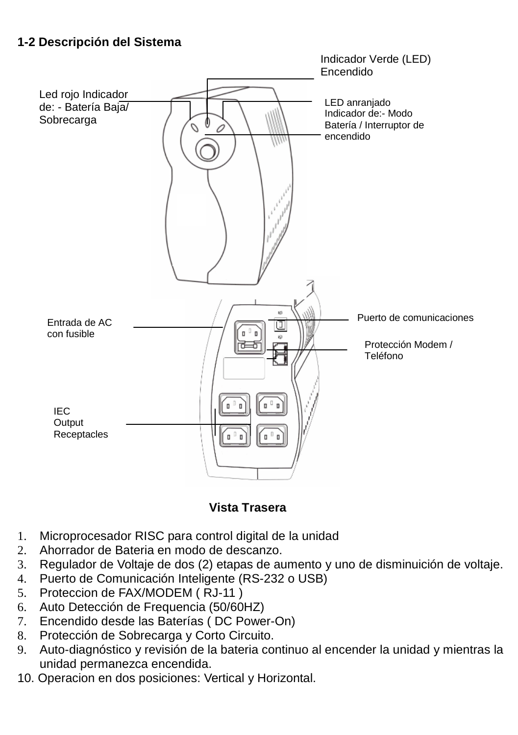### 1-2 Descripción del Sistema

Indicador Verde (LED) Encendido

Led rojo Indicador de: - Batería Baja/ Sobrecarga

LED anranjado Indicador de:- Modo Batería / Interruptor de encendido

Entrada de AC con fusible

Puerto de comunicaciones

Protección Modem / Teléfono

IEC Output Receptacles

**Vista Trasera**

1. Microprocesador RISC para control digital de la unidad
2. Ahorrador de Bateria en modo de descanzo.
3. Regulador de Voltaje de dos (2) etapas de aumento y uno de disminuición de voltaje.
4. Puerto de Comunicación Inteligente (RS-232 o USB)
5. Proteccion de FAX/MODEM ( RJ-11 )
6. Auto Detección de Frequencia (50/60HZ)
7. Encendido desde las Baterías ( DC Power-On)
8. Protección de Sobrecarga y Corto Circuito.
9. Auto-diagnóstico y revisión de la bateria continuo al encender la unidad y mientras la unidad permanezca encendida.
10. Operacion en dos posiciones: Vertical y Horizontal.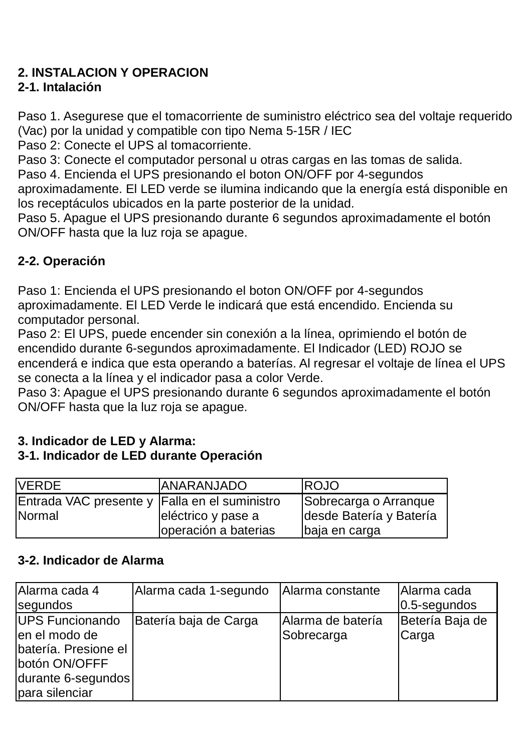## 2. INSTALACION Y OPERACION

### 2-1. Intalación

Paso 1. Asegurese que el tomacorriente de suministro eléctrico sea del voltaje requerido (Vac) por la unidad y compatible con tipo Nema 5-15R / IEC
Paso 2: Conecte el UPS al tomacorriente.
Paso 3: Conecte el computador personal u otras cargas en las tomas de salida.
Paso 4. Encienda el UPS presionando el boton ON/OFF por 4-segundos aproximadamente. El LED verde se ilumina indicando que la energía está disponible en los receptáculos ubicados en la parte posterior de la unidad.
Paso 5. Apague el UPS presionando durante 6 segundos aproximadamente el botón ON/OFF hasta que la luz roja se apague.

### 2-2. Operación

Paso 1: Encienda el UPS presionando el boton ON/OFF por 4-segundos aproximadamente. El LED Verde le indicará que está encendido. Encienda su computador personal.
Paso 2: El UPS, puede encender sin conexión a la línea, oprimiendo el botón de encendido durante 6-segundos aproximadamente. El Indicador (LED) ROJO se encenderá e indica que esta operando a baterías. Al regresar el voltaje de línea el UPS se conecta a la línea y el indicador pasa a color Verde.
Paso 3: Apague el UPS presionando durante 6 segundos aproximadamente el botón ON/OFF hasta que la luz roja se apague.

## 3. Indicador de LED y Alarma:

### 3-1. Indicador de LED durante Operación

| VERDE | ANARANJADO | ROJO |
|---|---|---|
| Entrada VAC presente y Normal | Falla en el suministro eléctrico y pase a operación a baterias | Sobrecarga o Arranque desde Batería y Batería baja en carga |

### 3-2. Indicador de Alarma

| Alarma cada 4 segundos | Alarma cada 1-segundo | Alarma constante | Alarma cada 0.5-segundos |
|---|---|---|---|
| UPS Funcionando en el modo de batería. Presione el botón ON/OFFF durante 6-segundos para silenciar | Batería baja de Carga | Alarma de batería Sobrecarga | Betería Baja de Carga |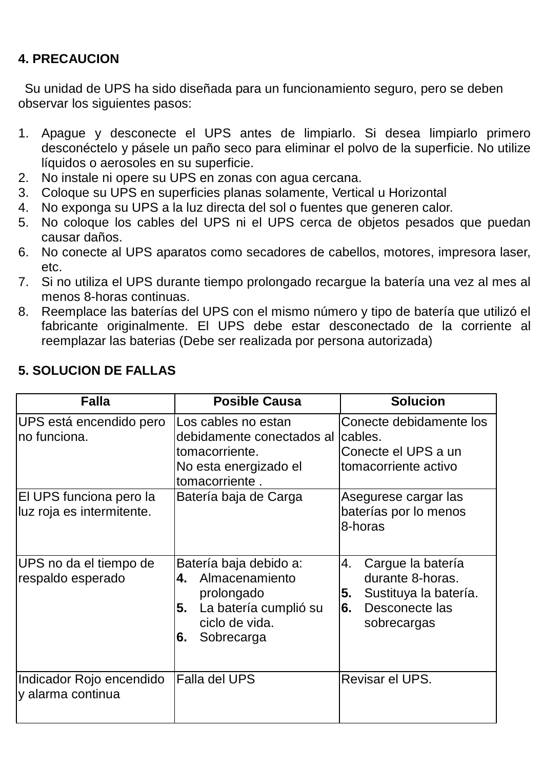## 4. PRECAUCION

Su unidad de UPS ha sido diseñada para un funcionamiento seguro, pero se deben observar los siguientes pasos:

1. Apague y desconecte el UPS antes de limpiarlo. Si desea limpiarlo primero desconéctelo y pásele un paño seco para eliminar el polvo de la superficie. No utilize líquidos o aerosoles en su superficie.
2. No instale ni opere su UPS en zonas con agua cercana.
3. Coloque su UPS en superficies planas solamente, Vertical u Horizontal
4. No exponga su UPS a la luz directa del sol o fuentes que generen calor.
5. No coloque los cables del UPS ni el UPS cerca de objetos pesados que puedan causar daños.
6. No conecte al UPS aparatos como secadores de cabellos, motores, impresora laser, etc.
7. Si no utiliza el UPS durante tiempo prolongado recargue la batería una vez al mes al menos 8-horas continuas.
8. Reemplace las baterías del UPS con el mismo número y tipo de batería que utilizó el fabricante originalmente. El UPS debe estar desconectado de la corriente al reemplazar las baterias (Debe ser realizada por persona autorizada)

## 5. SOLUCION DE FALLAS

| Falla | Posible Causa | Solucion |
|---|---|---|
| UPS está encendido pero no funciona. | Los cables no estan debidamente conectados al tomacorriente.<br>No esta energizado el tomacorriente . | Conecte debidamente los cables.<br>Conecte el UPS a un tomacorriente activo |
| El UPS funciona pero la luz roja es intermitente. | Batería baja de Carga | Asegurese cargar las baterías por lo menos 8-horas |
| UPS no da el tiempo de respaldo esperado | Batería baja debido a:<br>**4.** Almacenamiento prolongado<br>**5.** La batería cumplió su ciclo de vida.<br>**6.** Sobrecarga | 4. Cargue la batería durante 8-horas.<br>**5.** Sustituya la batería.<br>**6.** Desconecte las sobrecargas |
| Indicador Rojo encendido y alarma continua | Falla del UPS | Revisar el UPS. |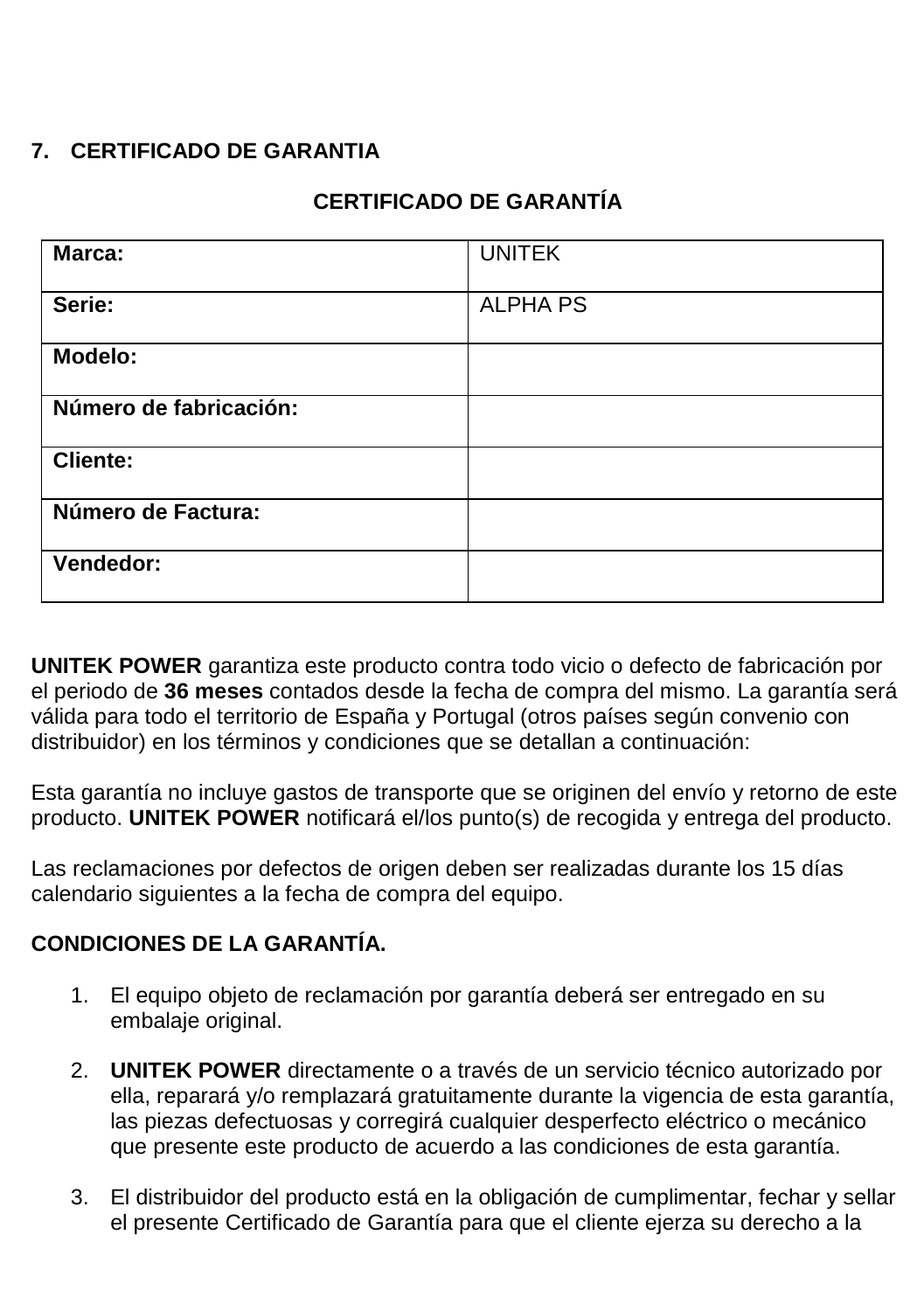## 7. CERTIFICADO DE GARANTIA

### CERTIFICADO DE GARANTÍA

| **Marca:** | UNITEK |
|---|---|
| **Serie:** | ALPHA PS |
| **Modelo:** | |
| **Número de fabricación:** | |
| **Cliente:** | |
| **Número de Factura:** | |
| **Vendedor:** | |

**UNITEK POWER** garantiza este producto contra todo vicio o defecto de fabricación por el periodo de **36 meses** contados desde la fecha de compra del mismo. La garantía será válida para todo el territorio de España y Portugal (otros países según convenio con distribuidor) en los términos y condiciones que se detallan a continuación:

Esta garantía no incluye gastos de transporte que se originen del envío y retorno de este producto. **UNITEK POWER** notificará el/los punto(s) de recogida y entrega del producto.

Las reclamaciones por defectos de origen deben ser realizadas durante los 15 días calendario siguientes a la fecha de compra del equipo.

**CONDICIONES DE LA GARANTÍA.**

1. El equipo objeto de reclamación por garantía deberá ser entregado en su embalaje original.

2. **UNITEK POWER** directamente o a través de un servicio técnico autorizado por ella, reparará y/o remplazará gratuitamente durante la vigencia de esta garantía, las piezas defectuosas y corregirá cualquier desperfecto eléctrico o mecánico que presente este producto de acuerdo a las condiciones de esta garantía.

3. El distribuidor del producto está en la obligación de cumplimentar, fechar y sellar el presente Certificado de Garantía para que el cliente ejerza su derecho a la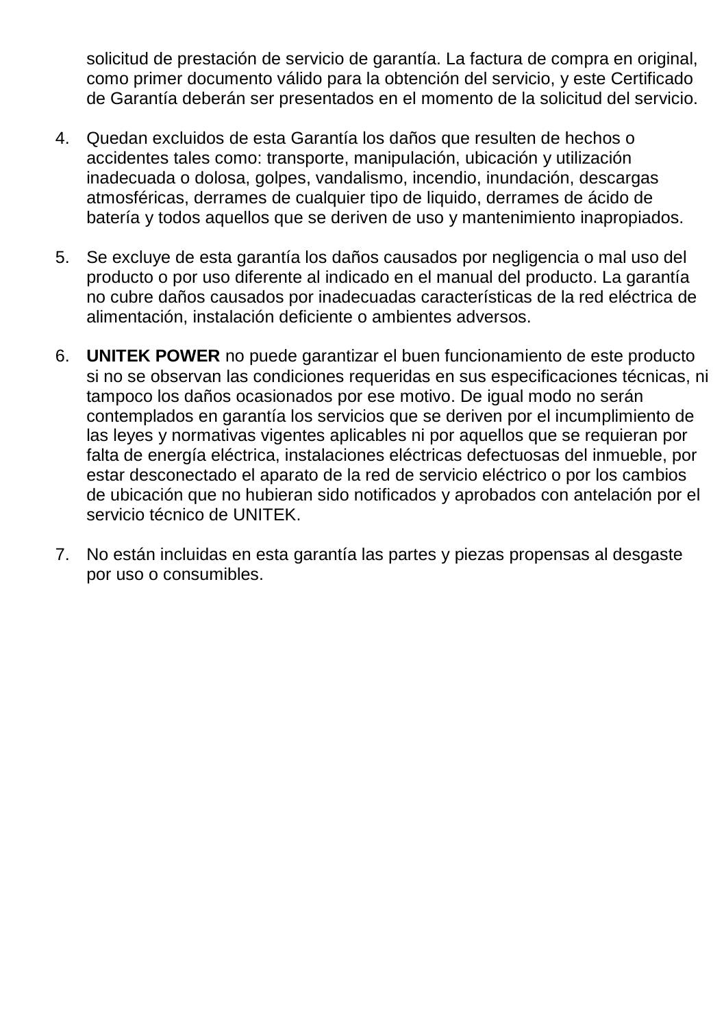solicitud de prestación de servicio de garantía. La factura de compra en original, como primer documento válido para la obtención del servicio, y este Certificado de Garantía deberán ser presentados en el momento de la solicitud del servicio.

4. Quedan excluidos de esta Garantía los daños que resulten de hechos o accidentes tales como: transporte, manipulación, ubicación y utilización inadecuada o dolosa, golpes, vandalismo, incendio, inundación, descargas atmosféricas, derrames de cualquier tipo de liquido, derrames de ácido de batería y todos aquellos que se deriven de uso y mantenimiento inapropiados.

5. Se excluye de esta garantía los daños causados por negligencia o mal uso del producto o por uso diferente al indicado en el manual del producto. La garantía no cubre daños causados por inadecuadas características de la red eléctrica de alimentación, instalación deficiente o ambientes adversos.

6. **UNITEK POWER** no puede garantizar el buen funcionamiento de este producto si no se observan las condiciones requeridas en sus especificaciones técnicas, ni tampoco los daños ocasionados por ese motivo. De igual modo no serán contemplados en garantía los servicios que se deriven por el incumplimiento de las leyes y normativas vigentes aplicables ni por aquellos que se requieran por falta de energía eléctrica, instalaciones eléctricas defectuosas del inmueble, por estar desconectado el aparato de la red de servicio eléctrico o por los cambios de ubicación que no hubieran sido notificados y aprobados con antelación por el servicio técnico de UNITEK.

7. No están incluidas en esta garantía las partes y piezas propensas al desgaste por uso o consumibles.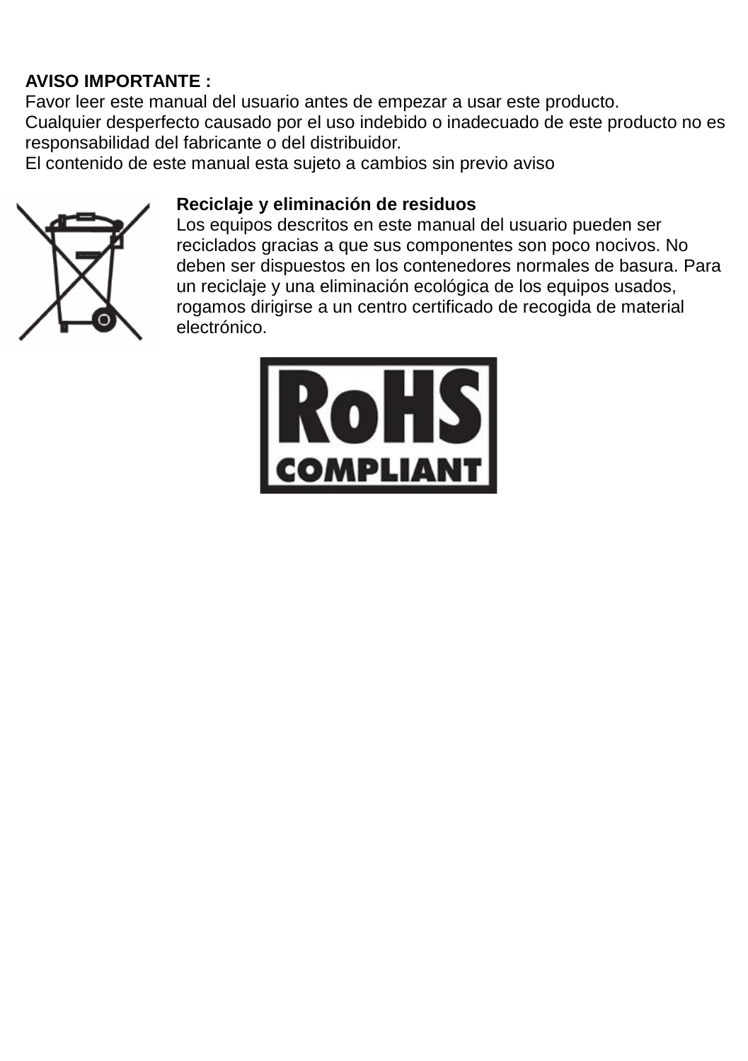**AVISO IMPORTANTE :**
Favor leer este manual del usuario antes de empezar a usar este producto.
Cualquier desperfecto causado por el uso indebido o inadecuado de este producto no es responsabilidad del fabricante o del distribuidor.
El contenido de este manual esta sujeto a cambios sin previo aviso

**Reciclaje y eliminación de residuos**
Los equipos descritos en este manual del usuario pueden ser reciclados gracias a que sus componentes son poco nocivos. No deben ser dispuestos en los contenedores normales de basura. Para un reciclaje y una eliminación ecológica de los equipos usados, rogamos dirigirse a un centro certificado de recogida de material electrónico.

RoHS
COMPLIANT